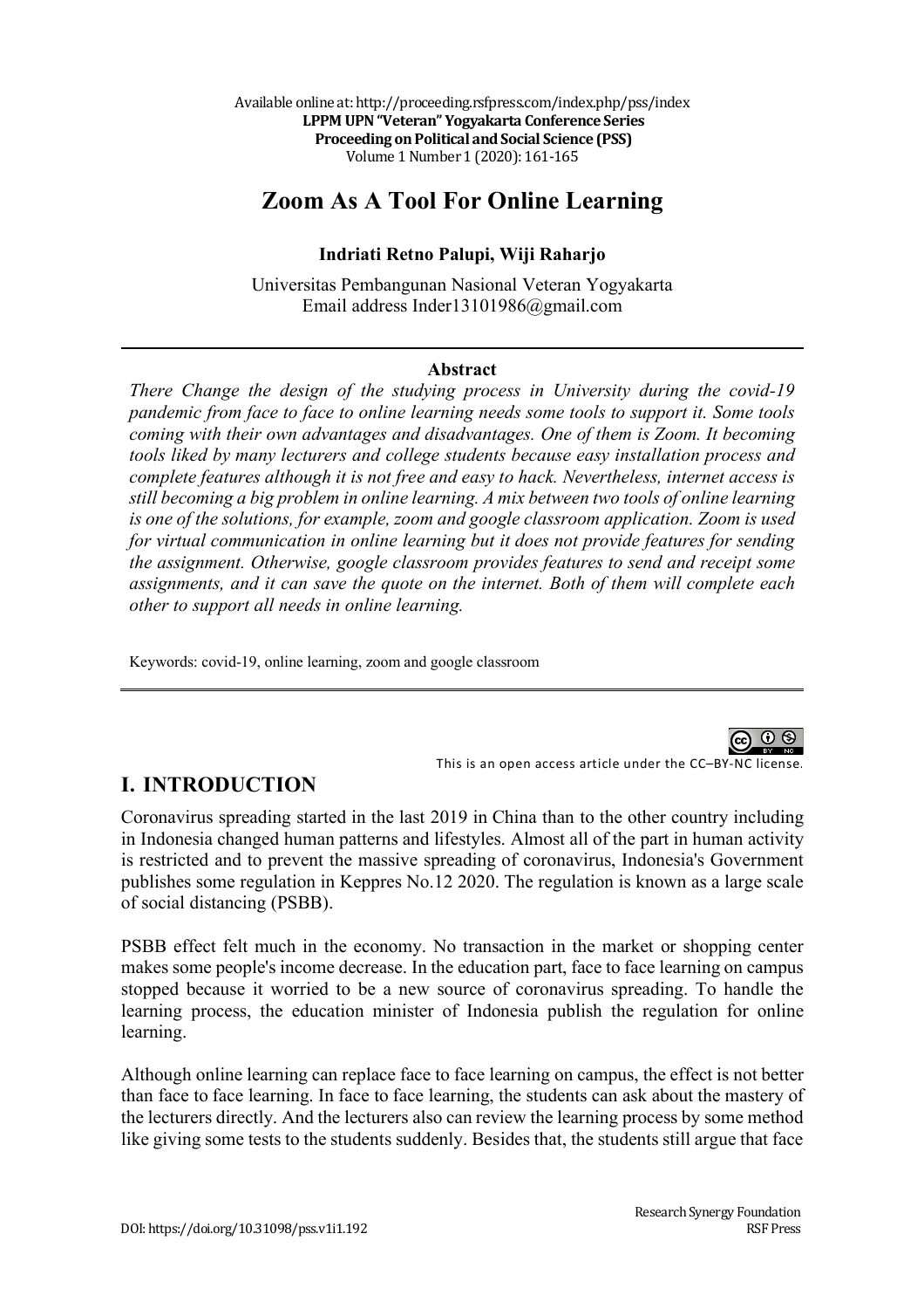# Zoom As A Tool For Online Learning

**Indriati Retno Palupi, Wiji Raharjo**

Universitas Pembangunan Nasional Veteran Yogyakarta
Email address Inder13101986@gmail.com

---

**Abstract**

*There Change the design of the studying process in University during the covid-19 pandemic from face to face to online learning needs some tools to support it. Some tools coming with their own advantages and disadvantages. One of them is Zoom. It becoming tools liked by many lecturers and college students because easy installation process and complete features although it is not free and easy to hack. Nevertheless, internet access is still becoming a big problem in online learning. A mix between two tools of online learning is one of the solutions, for example, zoom and google classroom application. Zoom is used for virtual communication in online learning but it does not provide features for sending the assignment. Otherwise, google classroom provides features to send and receipt some assignments, and it can save the quote on the internet. Both of them will complete each other to support all needs in online learning.*

Keywords: covid-19, online learning, zoom and google classroom

---

This is an open access article under the CC–BY-NC license.

## I. INTRODUCTION

Coronavirus spreading started in the last 2019 in China than to the other country including in Indonesia changed human patterns and lifestyles. Almost all of the part in human activity is restricted and to prevent the massive spreading of coronavirus, Indonesia's Government publishes some regulation in Keppres No.12 2020. The regulation is known as a large scale of social distancing (PSBB).

PSBB effect felt much in the economy. No transaction in the market or shopping center makes some people's income decrease. In the education part, face to face learning on campus stopped because it worried to be a new source of coronavirus spreading. To handle the learning process, the education minister of Indonesia publish the regulation for online learning.

Although online learning can replace face to face learning on campus, the effect is not better than face to face learning. In face to face learning, the students can ask about the mastery of the lecturers directly. And the lecturers also can review the learning process by some method like giving some tests to the students suddenly. Besides that, the students still argue that face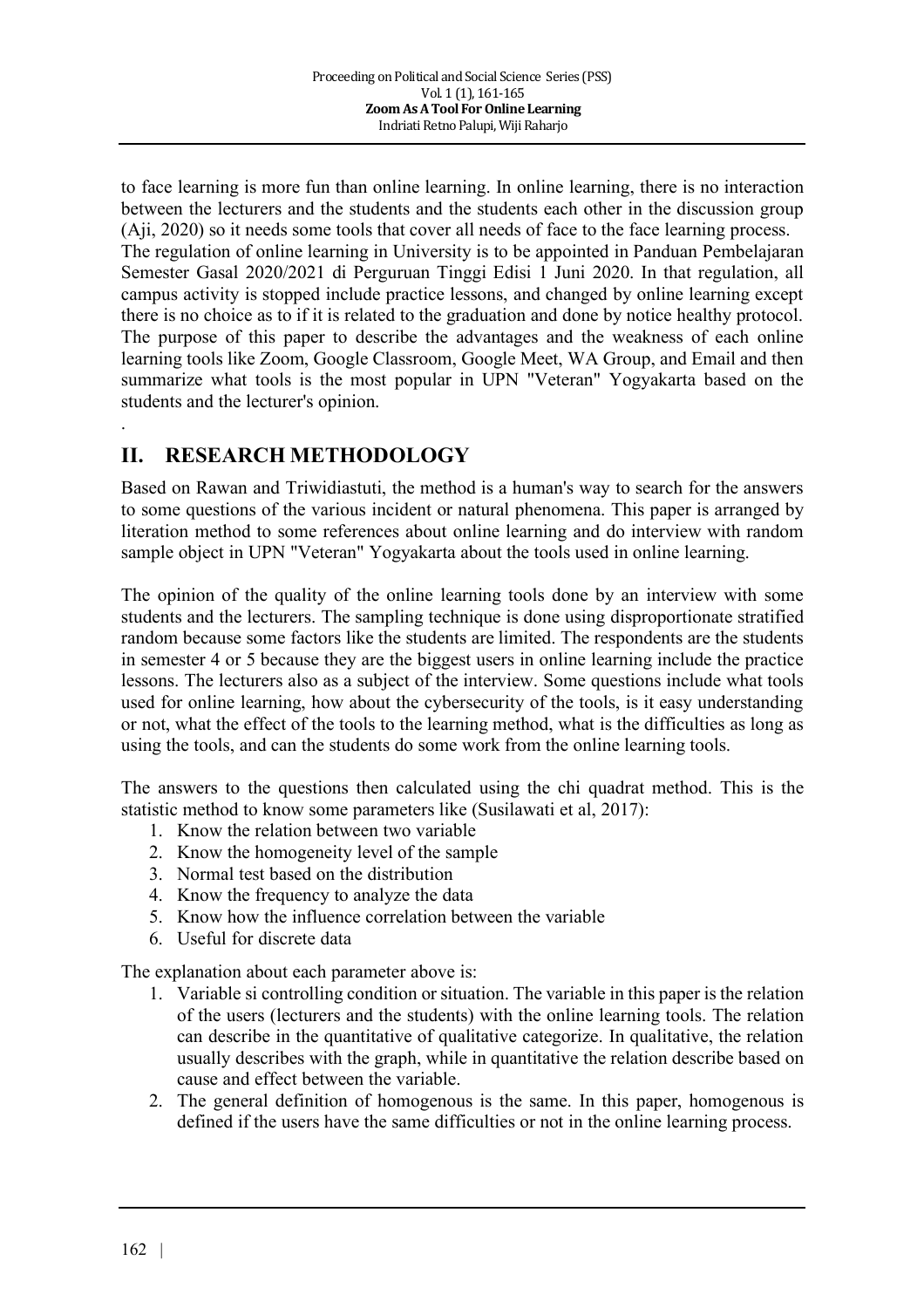to face learning is more fun than online learning. In online learning, there is no interaction between the lecturers and the students and the students each other in the discussion group (Aji, 2020) so it needs some tools that cover all needs of face to the face learning process. The regulation of online learning in University is to be appointed in Panduan Pembelajaran Semester Gasal 2020/2021 di Perguruan Tinggi Edisi 1 Juni 2020. In that regulation, all campus activity is stopped include practice lessons, and changed by online learning except there is no choice as to if it is related to the graduation and done by notice healthy protocol. The purpose of this paper to describe the advantages and the weakness of each online learning tools like Zoom, Google Classroom, Google Meet, WA Group, and Email and then summarize what tools is the most popular in UPN "Veteran" Yogyakarta based on the students and the lecturer's opinion.

.

## II. RESEARCH METHODOLOGY

Based on Rawan and Triwidiastuti, the method is a human's way to search for the answers to some questions of the various incident or natural phenomena. This paper is arranged by literation method to some references about online learning and do interview with random sample object in UPN "Veteran" Yogyakarta about the tools used in online learning.

The opinion of the quality of the online learning tools done by an interview with some students and the lecturers. The sampling technique is done using disproportionate stratified random because some factors like the students are limited. The respondents are the students in semester 4 or 5 because they are the biggest users in online learning include the practice lessons. The lecturers also as a subject of the interview. Some questions include what tools used for online learning, how about the cybersecurity of the tools, is it easy understanding or not, what the effect of the tools to the learning method, what is the difficulties as long as using the tools, and can the students do some work from the online learning tools.

The answers to the questions then calculated using the chi quadrat method. This is the statistic method to know some parameters like (Susilawati et al, 2017):

1. Know the relation between two variable
2. Know the homogeneity level of the sample
3. Normal test based on the distribution
4. Know the frequency to analyze the data
5. Know how the influence correlation between the variable
6. Useful for discrete data

The explanation about each parameter above is:

1. Variable si controlling condition or situation. The variable in this paper is the relation of the users (lecturers and the students) with the online learning tools. The relation can describe in the quantitative of qualitative categorize. In qualitative, the relation usually describes with the graph, while in quantitative the relation describe based on cause and effect between the variable.
2. The general definition of homogenous is the same. In this paper, homogenous is defined if the users have the same difficulties or not in the online learning process.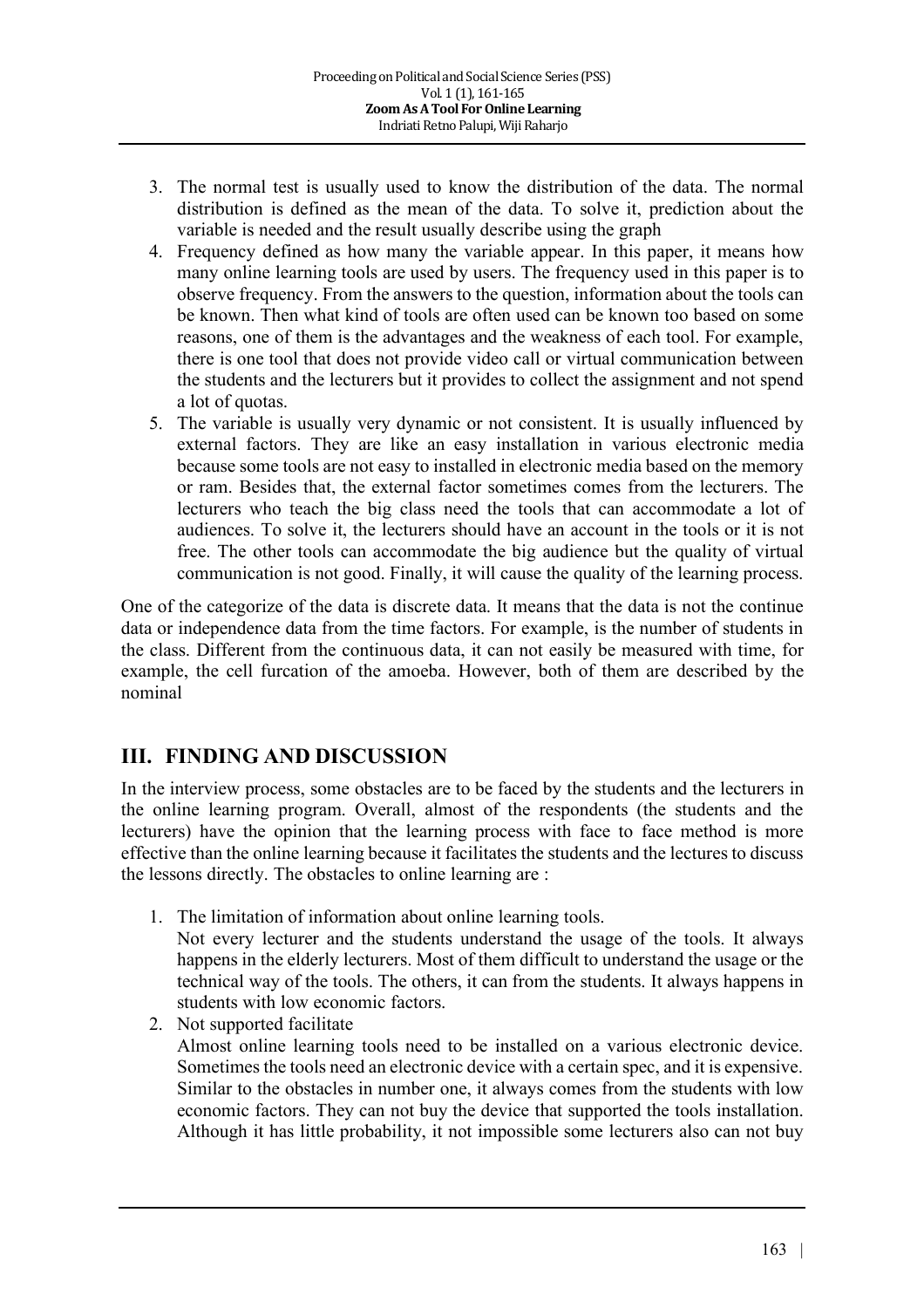3. The normal test is usually used to know the distribution of the data. The normal distribution is defined as the mean of the data. To solve it, prediction about the variable is needed and the result usually describe using the graph
4. Frequency defined as how many the variable appear. In this paper, it means how many online learning tools are used by users. The frequency used in this paper is to observe frequency. From the answers to the question, information about the tools can be known. Then what kind of tools are often used can be known too based on some reasons, one of them is the advantages and the weakness of each tool. For example, there is one tool that does not provide video call or virtual communication between the students and the lecturers but it provides to collect the assignment and not spend a lot of quotas.
5. The variable is usually very dynamic or not consistent. It is usually influenced by external factors. They are like an easy installation in various electronic media because some tools are not easy to installed in electronic media based on the memory or ram. Besides that, the external factor sometimes comes from the lecturers. The lecturers who teach the big class need the tools that can accommodate a lot of audiences. To solve it, the lecturers should have an account in the tools or it is not free. The other tools can accommodate the big audience but the quality of virtual communication is not good. Finally, it will cause the quality of the learning process.

One of the categorize of the data is discrete data. It means that the data is not the continue data or independence data from the time factors. For example, is the number of students in the class. Different from the continuous data, it can not easily be measured with time, for example, the cell furcation of the amoeba. However, both of them are described by the nominal

## III. FINDING AND DISCUSSION

In the interview process, some obstacles are to be faced by the students and the lecturers in the online learning program. Overall, almost of the respondents (the students and the lecturers) have the opinion that the learning process with face to face method is more effective than the online learning because it facilitates the students and the lectures to discuss the lessons directly. The obstacles to online learning are :

1. The limitation of information about online learning tools.
   Not every lecturer and the students understand the usage of the tools. It always happens in the elderly lecturers. Most of them difficult to understand the usage or the technical way of the tools. The others, it can from the students. It always happens in students with low economic factors.
2. Not supported facilitate
   Almost online learning tools need to be installed on a various electronic device. Sometimes the tools need an electronic device with a certain spec, and it is expensive. Similar to the obstacles in number one, it always comes from the students with low economic factors. They can not buy the device that supported the tools installation. Although it has little probability, it not impossible some lecturers also can not buy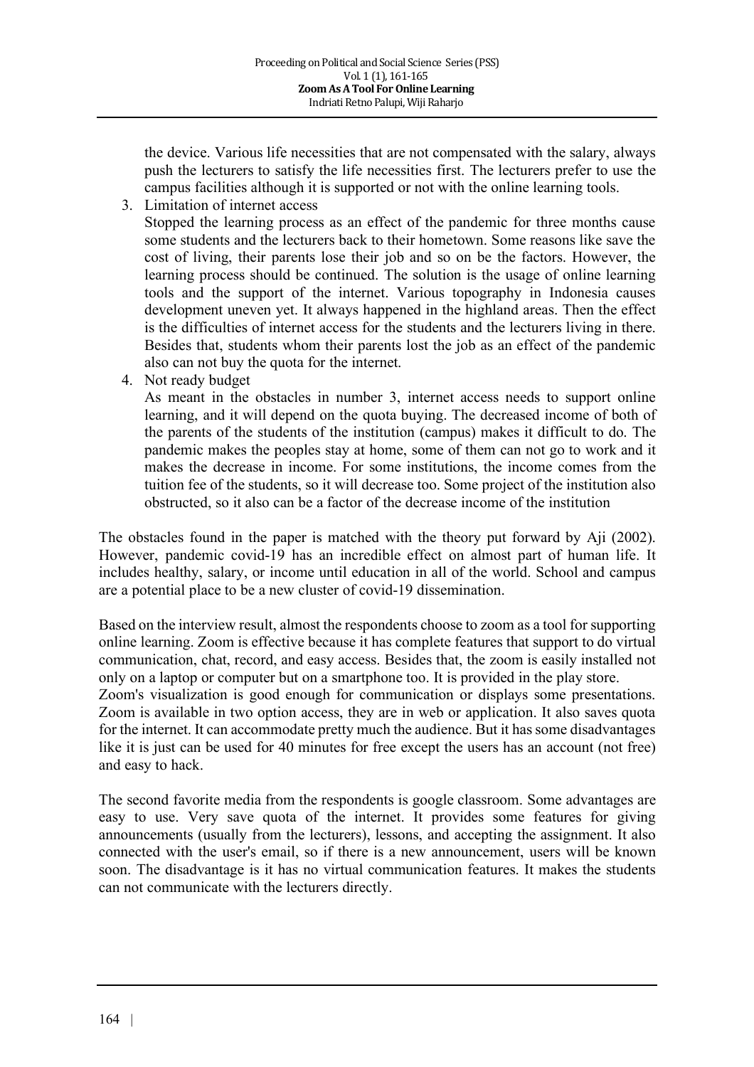the device. Various life necessities that are not compensated with the salary, always push the lecturers to satisfy the life necessities first. The lecturers prefer to use the campus facilities although it is supported or not with the online learning tools.

3. Limitation of internet access
   Stopped the learning process as an effect of the pandemic for three months cause some students and the lecturers back to their hometown. Some reasons like save the cost of living, their parents lose their job and so on be the factors. However, the learning process should be continued. The solution is the usage of online learning tools and the support of the internet. Various topography in Indonesia causes development uneven yet. It always happened in the highland areas. Then the effect is the difficulties of internet access for the students and the lecturers living in there. Besides that, students whom their parents lost the job as an effect of the pandemic also can not buy the quota for the internet.
4. Not ready budget
   As meant in the obstacles in number 3, internet access needs to support online learning, and it will depend on the quota buying. The decreased income of both of the parents of the students of the institution (campus) makes it difficult to do. The pandemic makes the peoples stay at home, some of them can not go to work and it makes the decrease in income. For some institutions, the income comes from the tuition fee of the students, so it will decrease too. Some project of the institution also obstructed, so it also can be a factor of the decrease income of the institution

The obstacles found in the paper is matched with the theory put forward by Aji (2002). However, pandemic covid-19 has an incredible effect on almost part of human life. It includes healthy, salary, or income until education in all of the world. School and campus are a potential place to be a new cluster of covid-19 dissemination.

Based on the interview result, almost the respondents choose to zoom as a tool for supporting online learning. Zoom is effective because it has complete features that support to do virtual communication, chat, record, and easy access. Besides that, the zoom is easily installed not only on a laptop or computer but on a smartphone too. It is provided in the play store.
Zoom's visualization is good enough for communication or displays some presentations. Zoom is available in two option access, they are in web or application. It also saves quota for the internet. It can accommodate pretty much the audience. But it has some disadvantages like it is just can be used for 40 minutes for free except the users has an account (not free) and easy to hack.

The second favorite media from the respondents is google classroom. Some advantages are easy to use. Very save quota of the internet. It provides some features for giving announcements (usually from the lecturers), lessons, and accepting the assignment. It also connected with the user's email, so if there is a new announcement, users will be known soon. The disadvantage is it has no virtual communication features. It makes the students can not communicate with the lecturers directly.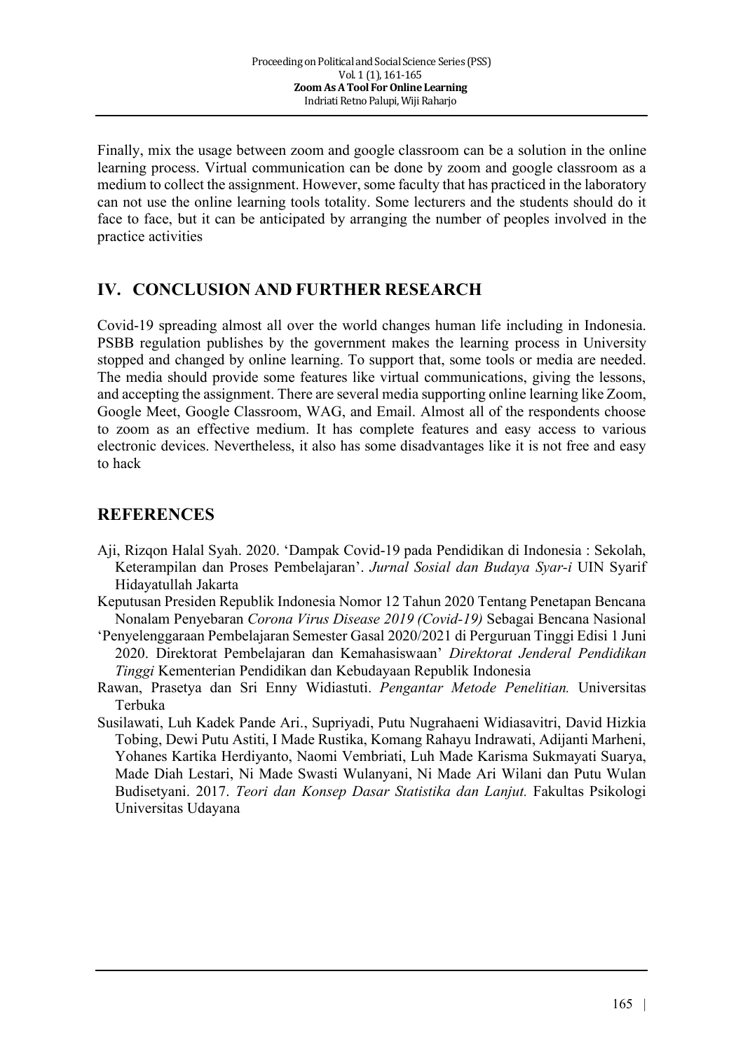Finally, mix the usage between zoom and google classroom can be a solution in the online learning process. Virtual communication can be done by zoom and google classroom as a medium to collect the assignment. However, some faculty that has practiced in the laboratory can not use the online learning tools totality. Some lecturers and the students should do it face to face, but it can be anticipated by arranging the number of peoples involved in the practice activities

## IV. CONCLUSION AND FURTHER RESEARCH

Covid-19 spreading almost all over the world changes human life including in Indonesia. PSBB regulation publishes by the government makes the learning process in University stopped and changed by online learning. To support that, some tools or media are needed. The media should provide some features like virtual communications, giving the lessons, and accepting the assignment. There are several media supporting online learning like Zoom, Google Meet, Google Classroom, WAG, and Email. Almost all of the respondents choose to zoom as an effective medium. It has complete features and easy access to various electronic devices. Nevertheless, it also has some disadvantages like it is not free and easy to hack

## REFERENCES

Aji, Rizqon Halal Syah. 2020. 'Dampak Covid-19 pada Pendidikan di Indonesia : Sekolah, Keterampilan dan Proses Pembelajaran'. *Jurnal Sosial dan Budaya Syar-i* UIN Syarif Hidayatullah Jakarta

Keputusan Presiden Republik Indonesia Nomor 12 Tahun 2020 Tentang Penetapan Bencana Nonalam Penyebaran *Corona Virus Disease 2019 (Covid-19)* Sebagai Bencana Nasional

'Penyelenggaraan Pembelajaran Semester Gasal 2020/2021 di Perguruan Tinggi Edisi 1 Juni 2020. Direktorat Pembelajaran dan Kemahasiswaan' *Direktorat Jenderal Pendidikan Tinggi* Kementerian Pendidikan dan Kebudayaan Republik Indonesia

Rawan, Prasetya dan Sri Enny Widiastuti. *Pengantar Metode Penelitian.* Universitas Terbuka

Susilawati, Luh Kadek Pande Ari., Supriyadi, Putu Nugrahaeni Widiasavitri, David Hizkia Tobing, Dewi Putu Astiti, I Made Rustika, Komang Rahayu Indrawati, Adijanti Marheni, Yohanes Kartika Herdiyanto, Naomi Vembriati, Luh Made Karisma Sukmayati Suarya, Made Diah Lestari, Ni Made Swasti Wulanyani, Ni Made Ari Wilani dan Putu Wulan Budisetyani. 2017. *Teori dan Konsep Dasar Statistika dan Lanjut.* Fakultas Psikologi Universitas Udayana